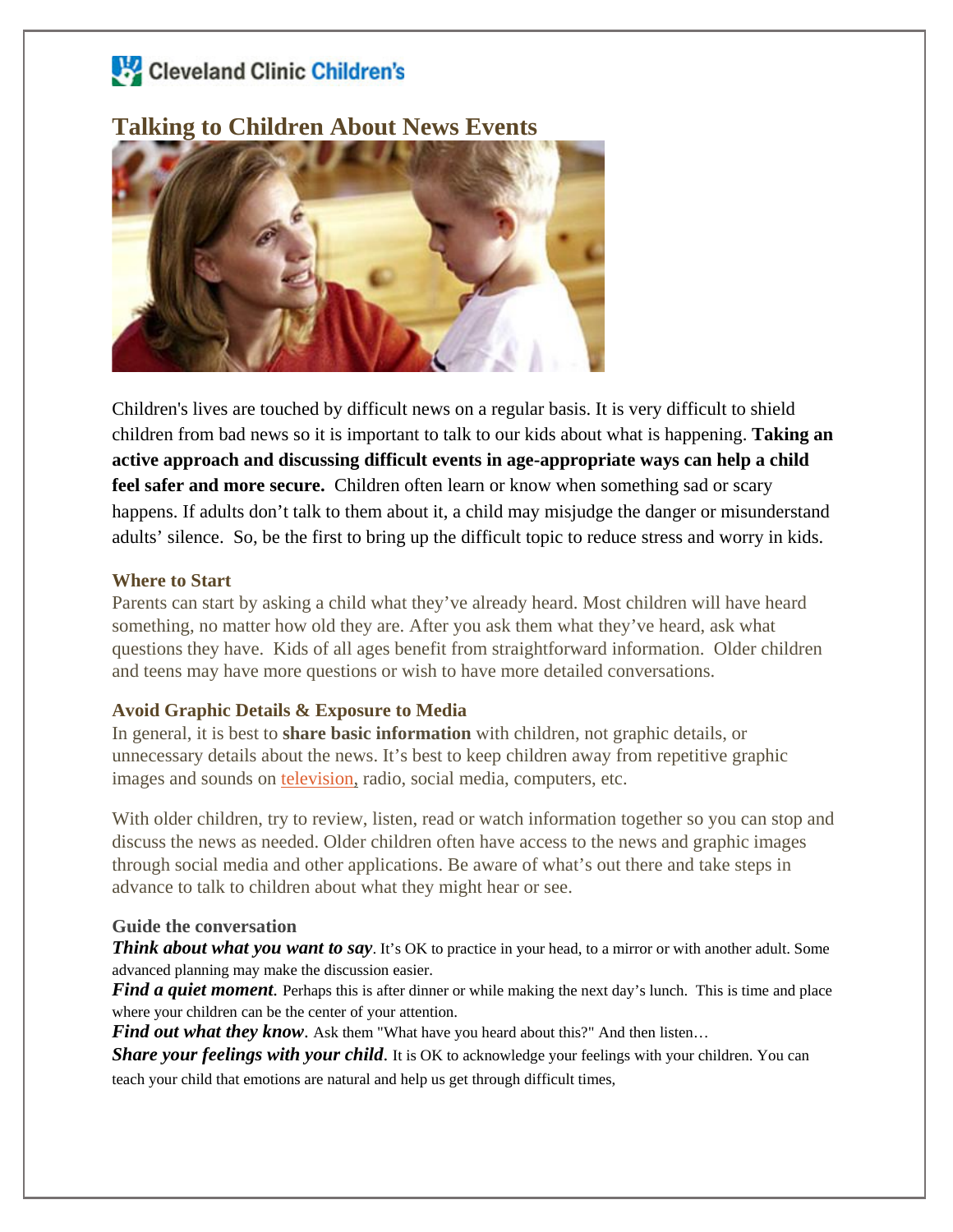Cleveland Clinic Children's

# Talking to Children About News Events

Children's lives are touched by difficult news on a regular basis. It is very difficult to shield children from bad news so it is important to talk to our kids about what is happening. **Taking an active approach and discussing difficult events in age-appropriate ways can help a child feel safer and more secure.** Children often learn or know when something sad or scary happens. If adults don't talk to them about it, a child may misjudge the danger or misunderstand adults' silence. So, be the first to bring up the difficult topic to reduce stress and worry in kids.

### Where to Start

Parents can start by asking a child what they've already heard. Most children will have heard something, no matter how old they are. After you ask them what they've heard, ask what questions they have. Kids of all ages benefit from straightforward information. Older children and teens may have more questions or wish to have more detailed conversations.

### Avoid Graphic Details & Exposure to Media

In general, it is best to **share basic information** with children, not graphic details, or unnecessary details about the news. It's best to keep children away from repetitive graphic images and sounds on television, radio, social media, computers, etc.

With older children, try to review, listen, read or watch information together so you can stop and discuss the news as needed. Older children often have access to the news and graphic images through social media and other applications. Be aware of what's out there and take steps in advance to talk to children about what they might hear or see.

### Guide the conversation

***Think about what you want to say***. It's OK to practice in your head, to a mirror or with another adult. Some advanced planning may make the discussion easier.

***Find a quiet moment***. Perhaps this is after dinner or while making the next day's lunch. This is time and place where your children can be the center of your attention.

***Find out what they know***. Ask them "What have you heard about this?" And then listen…

***Share your feelings with your child***. It is OK to acknowledge your feelings with your children. You can teach your child that emotions are natural and help us get through difficult times,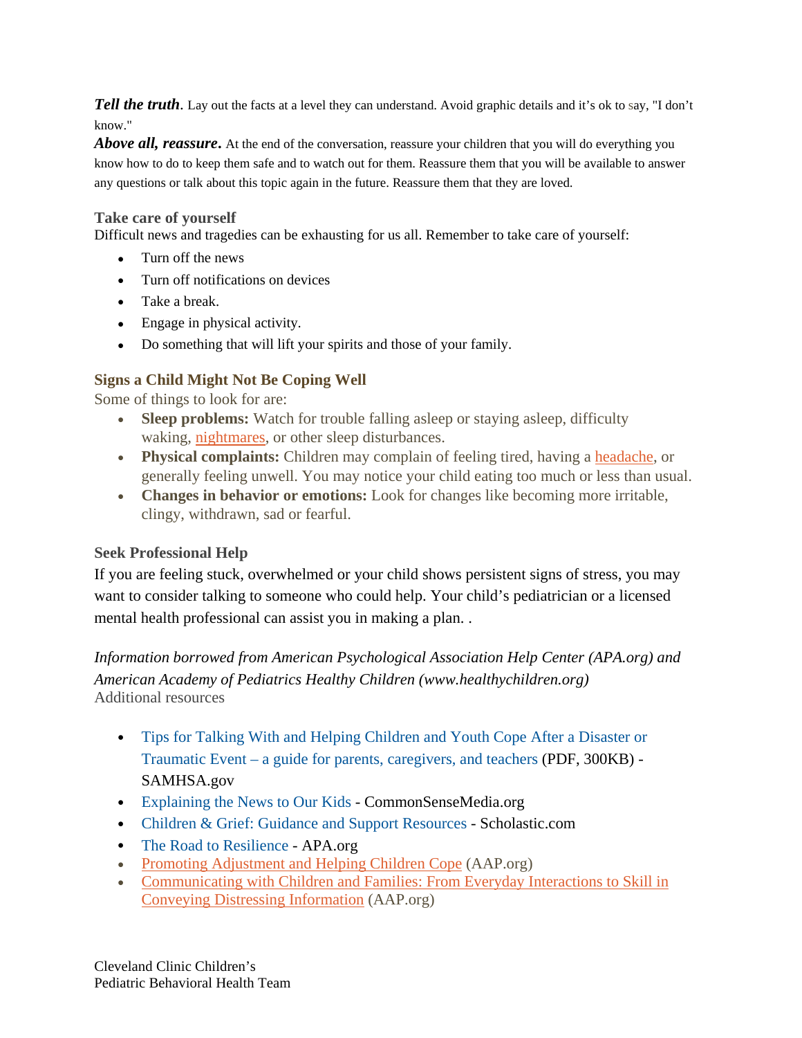***Tell the truth***. Lay out the facts at a level they can understand. Avoid graphic details and it's ok to say, "I don't know."

***Above all, reassure***. At the end of the conversation, reassure your children that you will do everything you know how to do to keep them safe and to watch out for them. Reassure them that you will be available to answer any questions or talk about this topic again in the future. Reassure them that they are loved.

### Take care of yourself

Difficult news and tragedies can be exhausting for us all. Remember to take care of yourself:

- Turn off the news
- Turn off notifications on devices
- Take a break.
- Engage in physical activity.
- Do something that will lift your spirits and those of your family.

### Signs a Child Might Not Be Coping Well

Some of things to look for are:

- **Sleep problems:** Watch for trouble falling asleep or staying asleep, difficulty waking, nightmares, or other sleep disturbances.
- **Physical complaints:** Children may complain of feeling tired, having a headache, or generally feeling unwell. You may notice your child eating too much or less than usual.
- **Changes in behavior or emotions:** Look for changes like becoming more irritable, clingy, withdrawn, sad or fearful.

### Seek Professional Help

If you are feeling stuck, overwhelmed or your child shows persistent signs of stress, you may want to consider talking to someone who could help. Your child's pediatrician or a licensed mental health professional can assist you in making a plan. .

*Information borrowed from American Psychological Association Help Center (APA.org) and American Academy of Pediatrics Healthy Children (www.healthychildren.org)*

Additional resources

- Tips for Talking With and Helping Children and Youth Cope After a Disaster or Traumatic Event – a guide for parents, caregivers, and teachers (PDF, 300KB) - SAMHSA.gov
- Explaining the News to Our Kids - CommonSenseMedia.org
- Children & Grief: Guidance and Support Resources - Scholastic.com
- The Road to Resilience - APA.org
- Promoting Adjustment and Helping Children Cope (AAP.org)
- Communicating with Children and Families: From Everyday Interactions to Skill in Conveying Distressing Information (AAP.org)

Cleveland Clinic Children's
Pediatric Behavioral Health Team